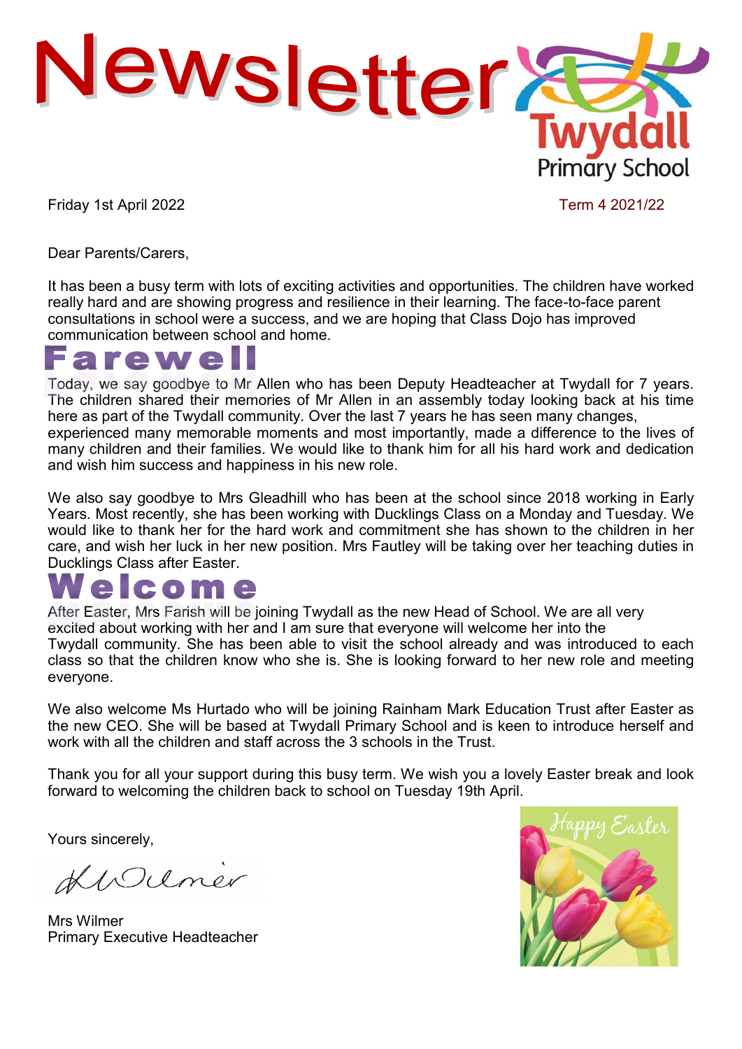# Newsletter

**Twydall Primary School**

Friday 1st April 2022 | Term 4 2021/22

Dear Parents/Carers,

It has been a busy term with lots of exciting activities and opportunities. The children have worked really hard and are showing progress and resilience in their learning. The face-to-face parent consultations in school were a success, and we are hoping that Class Dojo has improved communication between school and home.

## Farewell

Today, we say goodbye to Mr Allen who has been Deputy Headteacher at Twydall for 7 years. The children shared their memories of Mr Allen in an assembly today looking back at his time here as part of the Twydall community. Over the last 7 years he has seen many changes, experienced many memorable moments and most importantly, made a difference to the lives of many children and their families. We would like to thank him for all his hard work and dedication and wish him success and happiness in his new role.

We also say goodbye to Mrs Gleadhill who has been at the school since 2018 working in Early Years. Most recently, she has been working with Ducklings Class on a Monday and Tuesday. We would like to thank her for the hard work and commitment she has shown to the children in her care, and wish her luck in her new position. Mrs Fautley will be taking over her teaching duties in Ducklings Class after Easter.

## Welcome

After Easter, Mrs Farish will be joining Twydall as the new Head of School. We are all very excited about working with her and I am sure that everyone will welcome her into the Twydall community. She has been able to visit the school already and was introduced to each class so that the children know who she is. She is looking forward to her new role and meeting everyone.

We also welcome Ms Hurtado who will be joining Rainham Mark Education Trust after Easter as the new CEO. She will be based at Twydall Primary School and is keen to introduce herself and work with all the children and staff across the 3 schools in the Trust.

Thank you for all your support during this busy term. We wish you a lovely Easter break and look forward to welcoming the children back to school on Tuesday 19th April.

Yours sincerely,

Mrs Wilmer
Primary Executive Headteacher

Happy Easter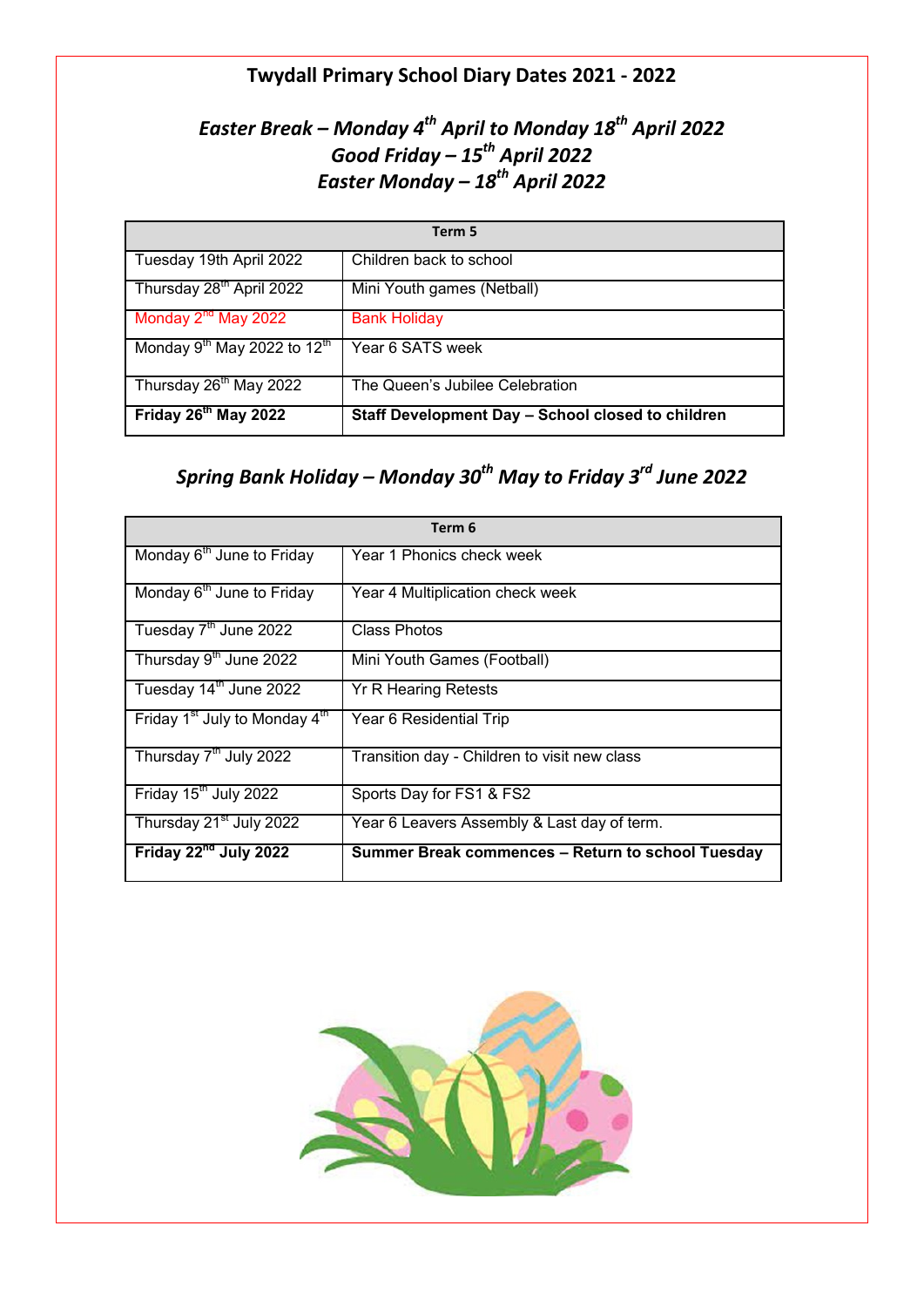# Twydall Primary School Diary Dates 2021 - 2022

## *Easter Break – Monday 4th April to Monday 18th April 2022*
## *Good Friday – 15th April 2022*
## *Easter Monday – 18th April 2022*

| Term 5 | |
|---|---|
| Tuesday 19th April 2022 | Children back to school |
| Thursday 28th April 2022 | Mini Youth games (Netball) |
| Monday 2nd May 2022 | Bank Holiday |
| Monday 9th May 2022 to 12th | Year 6 SATS week |
| Thursday 26th May 2022 | The Queen's Jubilee Celebration |
| **Friday 26th May 2022** | **Staff Development Day – School closed to children** |

## *Spring Bank Holiday – Monday 30th May to Friday 3rd June 2022*

| Term 6 | |
|---|---|
| Monday 6th June to Friday | Year 1 Phonics check week |
| Monday 6th June to Friday | Year 4 Multiplication check week |
| Tuesday 7th June 2022 | Class Photos |
| Thursday 9th June 2022 | Mini Youth Games (Football) |
| Tuesday 14th June 2022 | Yr R Hearing Retests |
| Friday 1st July to Monday 4th | Year 6 Residential Trip |
| Thursday 7th July 2022 | Transition day - Children to visit new class |
| Friday 15th July 2022 | Sports Day for FS1 & FS2 |
| Thursday 21st July 2022 | Year 6 Leavers Assembly & Last day of term. |
| **Friday 22nd July 2022** | **Summer Break commences – Return to school Tuesday** |